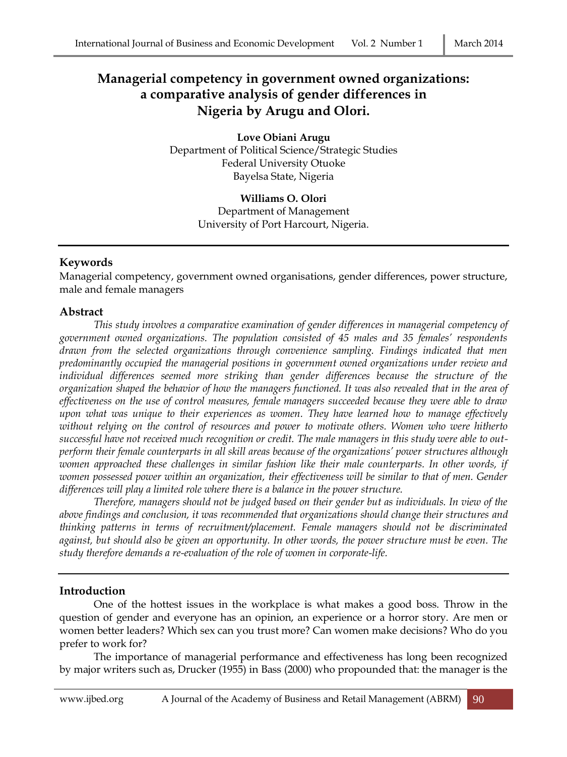# Managerial competency in government owned organizations: a comparative analysis of gender differences in Nigeria by Arugu and Olori.

**Love Obiani Arugu**
Department of Political Science/Strategic Studies
Federal University Otuoke
Bayelsa State, Nigeria

**Williams O. Olori**
Department of Management
University of Port Harcourt, Nigeria.

## Keywords

Managerial competency, government owned organisations, gender differences, power structure, male and female managers

## Abstract

*This study involves a comparative examination of gender differences in managerial competency of government owned organizations. The population consisted of 45 males and 35 females' respondents drawn from the selected organizations through convenience sampling. Findings indicated that men predominantly occupied the managerial positions in government owned organizations under review and individual differences seemed more striking than gender differences because the structure of the organization shaped the behavior of how the managers functioned. It was also revealed that in the area of effectiveness on the use of control measures, female managers succeeded because they were able to draw upon what was unique to their experiences as women. They have learned how to manage effectively without relying on the control of resources and power to motivate others. Women who were hitherto successful have not received much recognition or credit. The male managers in this study were able to out-perform their female counterparts in all skill areas because of the organizations' power structures although women approached these challenges in similar fashion like their male counterparts. In other words, if women possessed power within an organization, their effectiveness will be similar to that of men. Gender differences will play a limited role where there is a balance in the power structure.*

*Therefore, managers should not be judged based on their gender but as individuals. In view of the above findings and conclusion, it was recommended that organizations should change their structures and thinking patterns in terms of recruitment/placement. Female managers should not be discriminated against, but should also be given an opportunity. In other words, the power structure must be even. The study therefore demands a re-evaluation of the role of women in corporate-life.*

## Introduction

One of the hottest issues in the workplace is what makes a good boss. Throw in the question of gender and everyone has an opinion, an experience or a horror story. Are men or women better leaders? Which sex can you trust more? Can women make decisions? Who do you prefer to work for?

The importance of managerial performance and effectiveness has long been recognized by major writers such as, Drucker (1955) in Bass (2000) who propounded that: the manager is the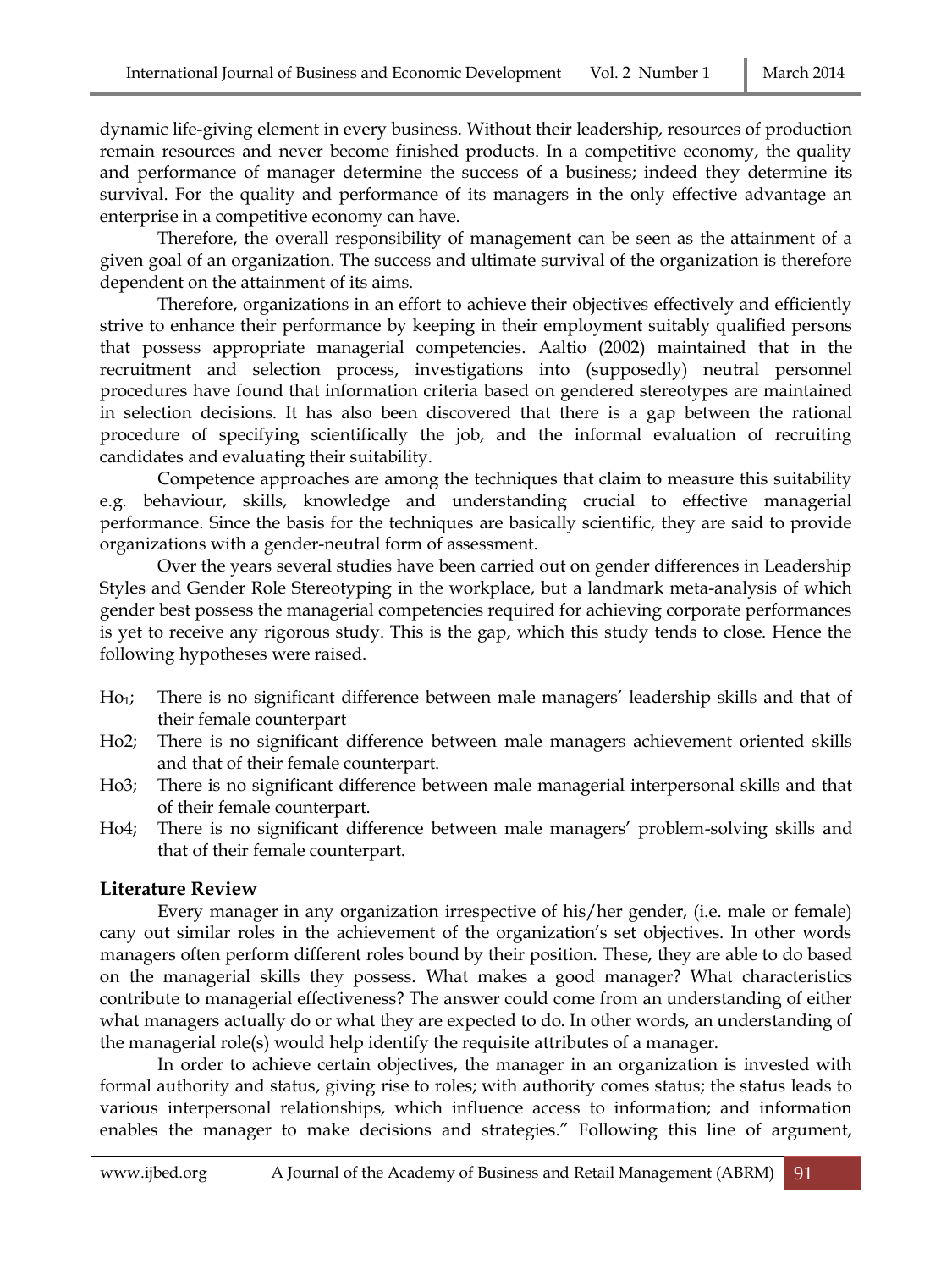dynamic life-giving element in every business. Without their leadership, resources of production remain resources and never become finished products. In a competitive economy, the quality and performance of manager determine the success of a business; indeed they determine its survival. For the quality and performance of its managers in the only effective advantage an enterprise in a competitive economy can have.

Therefore, the overall responsibility of management can be seen as the attainment of a given goal of an organization. The success and ultimate survival of the organization is therefore dependent on the attainment of its aims.

Therefore, organizations in an effort to achieve their objectives effectively and efficiently strive to enhance their performance by keeping in their employment suitably qualified persons that possess appropriate managerial competencies. Aaltio (2002) maintained that in the recruitment and selection process, investigations into (supposedly) neutral personnel procedures have found that information criteria based on gendered stereotypes are maintained in selection decisions. It has also been discovered that there is a gap between the rational procedure of specifying scientifically the job, and the informal evaluation of recruiting candidates and evaluating their suitability.

Competence approaches are among the techniques that claim to measure this suitability e.g. behaviour, skills, knowledge and understanding crucial to effective managerial performance. Since the basis for the techniques are basically scientific, they are said to provide organizations with a gender-neutral form of assessment.

Over the years several studies have been carried out on gender differences in Leadership Styles and Gender Role Stereotyping in the workplace, but a landmark meta-analysis of which gender best possess the managerial competencies required for achieving corporate performances is yet to receive any rigorous study. This is the gap, which this study tends to close. Hence the following hypotheses were raised.

- $Ho_1$; There is no significant difference between male managers' leadership skills and that of their female counterpart
- Ho2; There is no significant difference between male managers achievement oriented skills and that of their female counterpart.
- Ho3; There is no significant difference between male managerial interpersonal skills and that of their female counterpart.
- Ho4; There is no significant difference between male managers' problem-solving skills and that of their female counterpart.

## Literature Review

Every manager in any organization irrespective of his/her gender, (i.e. male or female) cany out similar roles in the achievement of the organization's set objectives. In other words managers often perform different roles bound by their position. These, they are able to do based on the managerial skills they possess. What makes a good manager? What characteristics contribute to managerial effectiveness? The answer could come from an understanding of either what managers actually do or what they are expected to do. In other words, an understanding of the managerial role(s) would help identify the requisite attributes of a manager.

In order to achieve certain objectives, the manager in an organization is invested with formal authority and status, giving rise to roles; with authority comes status; the status leads to various interpersonal relationships, which influence access to information; and information enables the manager to make decisions and strategies." Following this line of argument,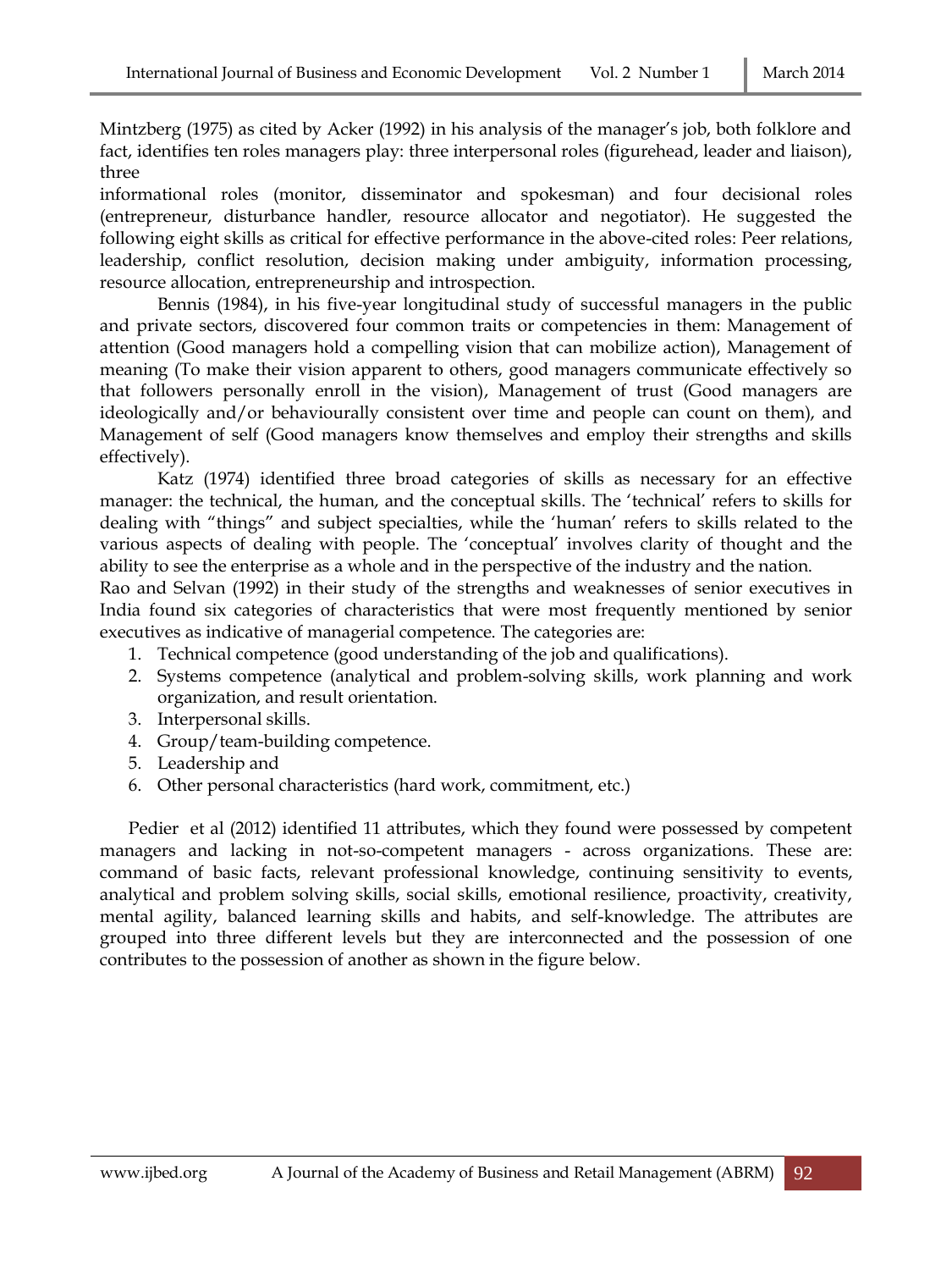Mintzberg (1975) as cited by Acker (1992) in his analysis of the manager's job, both folklore and fact, identifies ten roles managers play: three interpersonal roles (figurehead, leader and liaison), three informational roles (monitor, disseminator and spokesman) and four decisional roles (entrepreneur, disturbance handler, resource allocator and negotiator). He suggested the following eight skills as critical for effective performance in the above-cited roles: Peer relations, leadership, conflict resolution, decision making under ambiguity, information processing, resource allocation, entrepreneurship and introspection.

Bennis (1984), in his five-year longitudinal study of successful managers in the public and private sectors, discovered four common traits or competencies in them: Management of attention (Good managers hold a compelling vision that can mobilize action), Management of meaning (To make their vision apparent to others, good managers communicate effectively so that followers personally enroll in the vision), Management of trust (Good managers are ideologically and/or behaviourally consistent over time and people can count on them), and Management of self (Good managers know themselves and employ their strengths and skills effectively).

Katz (1974) identified three broad categories of skills as necessary for an effective manager: the technical, the human, and the conceptual skills. The 'technical' refers to skills for dealing with "things" and subject specialties, while the 'human' refers to skills related to the various aspects of dealing with people. The 'conceptual' involves clarity of thought and the ability to see the enterprise as a whole and in the perspective of the industry and the nation.

Rao and Selvan (1992) in their study of the strengths and weaknesses of senior executives in India found six categories of characteristics that were most frequently mentioned by senior executives as indicative of managerial competence. The categories are:

1. Technical competence (good understanding of the job and qualifications).
2. Systems competence (analytical and problem-solving skills, work planning and work organization, and result orientation.
3. Interpersonal skills.
4. Group/team-building competence.
5. Leadership and
6. Other personal characteristics (hard work, commitment, etc.)

Pedier et al (2012) identified 11 attributes, which they found were possessed by competent managers and lacking in not-so-competent managers - across organizations. These are: command of basic facts, relevant professional knowledge, continuing sensitivity to events, analytical and problem solving skills, social skills, emotional resilience, proactivity, creativity, mental agility, balanced learning skills and habits, and self-knowledge. The attributes are grouped into three different levels but they are interconnected and the possession of one contributes to the possession of another as shown in the figure below.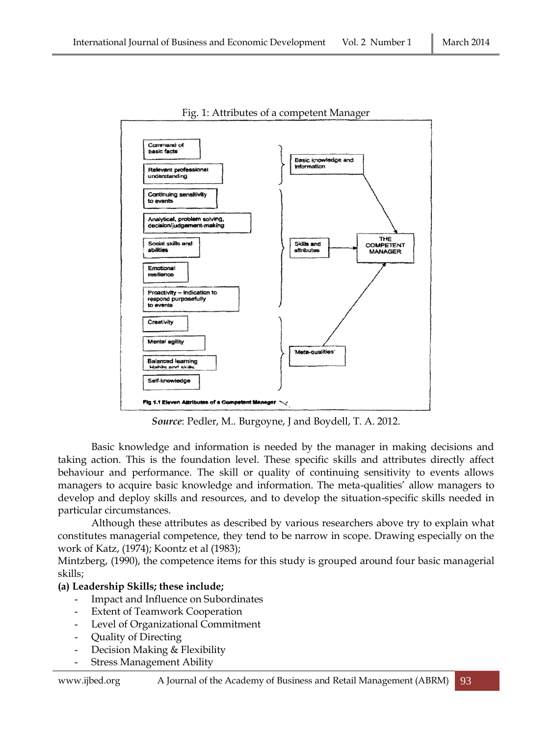Fig. 1: Attributes of a competent Manager

Command of basic facts

Relevant professional understanding

Continuing sensitivity to events

Analytical, problem solving, decision/judgement-making

Social skills and abilities

Emotional resilience

Proactivity – inclination to respond purposefully to events

Creativity

Mental agility

Balanced learning habits and skills

Self-knowledge

Basic knowledge and information

Skills and attributes

'Meta-qualities'

THE COMPETENT MANAGER

Fig 1.1 Eleven Attributes of a Competent Manager

*Source*: Pedler, M.. Burgoyne, J and Boydell, T. A. 2012.

Basic knowledge and information is needed by the manager in making decisions and taking action. This is the foundation level. These specific skills and attributes directly affect behaviour and performance. The skill or quality of continuing sensitivity to events allows managers to acquire basic knowledge and information. The meta-qualities' allow managers to develop and deploy skills and resources, and to develop the situation-specific skills needed in particular circumstances.

Although these attributes as described by various researchers above try to explain what constitutes managerial competence, they tend to be narrow in scope. Drawing especially on the work of Katz, (1974); Koontz et al (1983);
Mintzberg, (1990), the competence items for this study is grouped around four basic managerial skills;

**(a) Leadership Skills; these include;**

- Impact and Influence on Subordinates
- Extent of Teamwork Cooperation
- Level of Organizational Commitment
- Quality of Directing
- Decision Making & Flexibility
- Stress Management Ability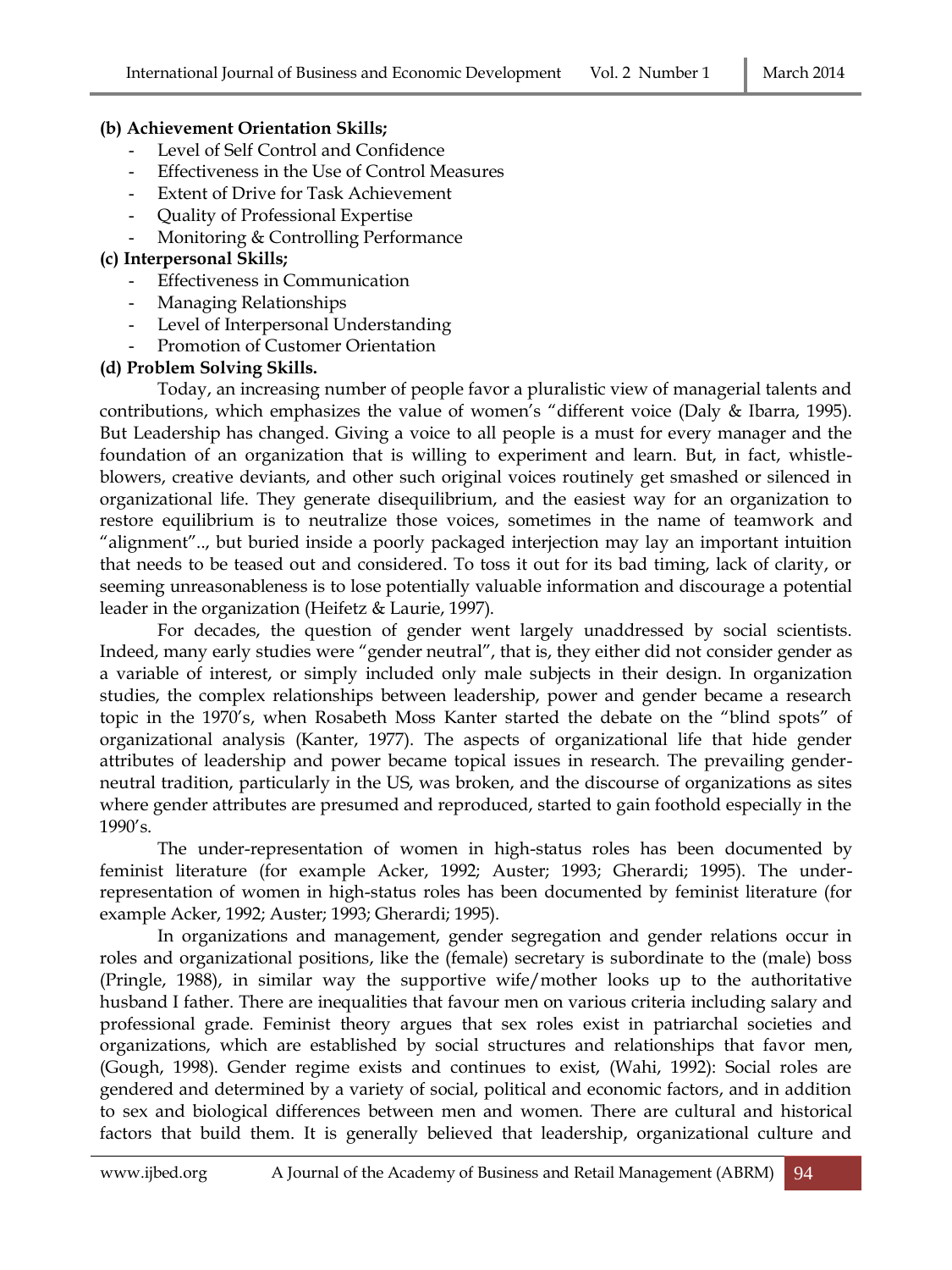**(b) Achievement Orientation Skills;**

- Level of Self Control and Confidence
- Effectiveness in the Use of Control Measures
- Extent of Drive for Task Achievement
- Quality of Professional Expertise
- Monitoring & Controlling Performance

**(c) Interpersonal Skills;**

- Effectiveness in Communication
- Managing Relationships
- Level of Interpersonal Understanding
- Promotion of Customer Orientation

**(d) Problem Solving Skills.**

Today, an increasing number of people favor a pluralistic view of managerial talents and contributions, which emphasizes the value of women's "different voice (Daly & Ibarra, 1995). But Leadership has changed. Giving a voice to all people is a must for every manager and the foundation of an organization that is willing to experiment and learn. But, in fact, whistle-blowers, creative deviants, and other such original voices routinely get smashed or silenced in organizational life. They generate disequilibrium, and the easiest way for an organization to restore equilibrium is to neutralize those voices, sometimes in the name of teamwork and "alignment"., but buried inside a poorly packaged interjection may lay an important intuition that needs to be teased out and considered. To toss it out for its bad timing, lack of clarity, or seeming unreasonableness is to lose potentially valuable information and discourage a potential leader in the organization (Heifetz & Laurie, 1997).

For decades, the question of gender went largely unaddressed by social scientists. Indeed, many early studies were "gender neutral", that is, they either did not consider gender as a variable of interest, or simply included only male subjects in their design. In organization studies, the complex relationships between leadership, power and gender became a research topic in the 1970's, when Rosabeth Moss Kanter started the debate on the "blind spots" of organizational analysis (Kanter, 1977). The aspects of organizational life that hide gender attributes of leadership and power became topical issues in research. The prevailing gender-neutral tradition, particularly in the US, was broken, and the discourse of organizations as sites where gender attributes are presumed and reproduced, started to gain foothold especially in the 1990's.

The under-representation of women in high-status roles has been documented by feminist literature (for example Acker, 1992; Auster; 1993; Gherardi; 1995). The under-representation of women in high-status roles has been documented by feminist literature (for example Acker, 1992; Auster; 1993; Gherardi; 1995).

In organizations and management, gender segregation and gender relations occur in roles and organizational positions, like the (female) secretary is subordinate to the (male) boss (Pringle, 1988), in similar way the supportive wife/mother looks up to the authoritative husband I father. There are inequalities that favour men on various criteria including salary and professional grade. Feminist theory argues that sex roles exist in patriarchal societies and organizations, which are established by social structures and relationships that favor men, (Gough, 1998). Gender regime exists and continues to exist, (Wahi, 1992): Social roles are gendered and determined by a variety of social, political and economic factors, and in addition to sex and biological differences between men and women. There are cultural and historical factors that build them. It is generally believed that leadership, organizational culture and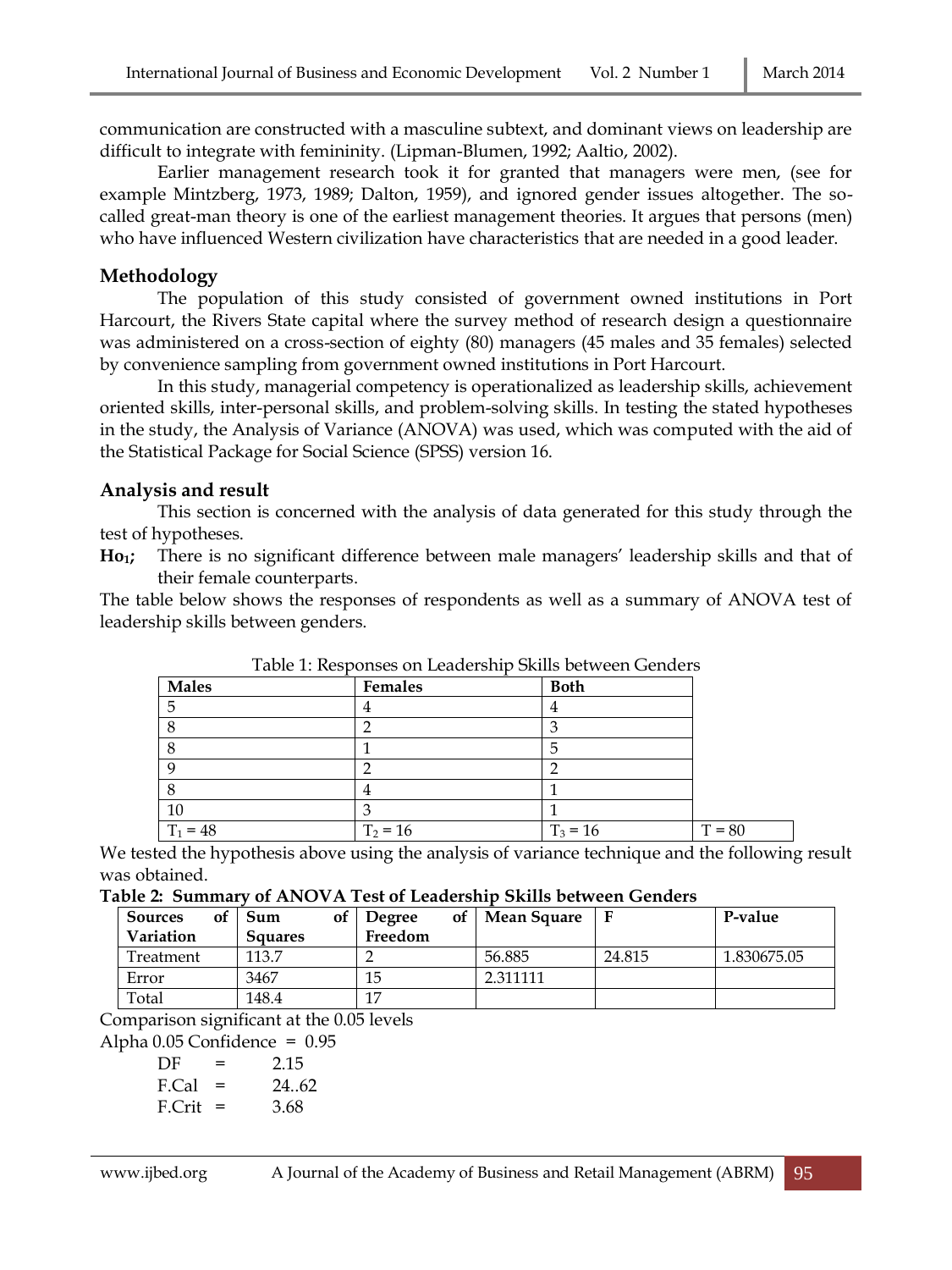communication are constructed with a masculine subtext, and dominant views on leadership are difficult to integrate with femininity. (Lipman-Blumen, 1992; Aaltio, 2002).

Earlier management research took it for granted that managers were men, (see for example Mintzberg, 1973, 1989; Dalton, 1959), and ignored gender issues altogether. The so-called great-man theory is one of the earliest management theories. It argues that persons (men) who have influenced Western civilization have characteristics that are needed in a good leader.

## Methodology

The population of this study consisted of government owned institutions in Port Harcourt, the Rivers State capital where the survey method of research design a questionnaire was administered on a cross-section of eighty (80) managers (45 males and 35 females) selected by convenience sampling from government owned institutions in Port Harcourt.

In this study, managerial competency is operationalized as leadership skills, achievement oriented skills, inter-personal skills, and problem-solving skills. In testing the stated hypotheses in the study, the Analysis of Variance (ANOVA) was used, which was computed with the aid of the Statistical Package for Social Science (SPSS) version 16.

## Analysis and result

This section is concerned with the analysis of data generated for this study through the test of hypotheses.

**$Ho_1$;** There is no significant difference between male managers' leadership skills and that of their female counterparts.

The table below shows the responses of respondents as well as a summary of ANOVA test of leadership skills between genders.

Table 1: Responses on Leadership Skills between Genders

| Males | Females | Both | |
|---|---|---|---|
| 5 | 4 | 4 | |
| 8 | 2 | 3 | |
| 8 | 1 | 5 | |
| 9 | 2 | 2 | |
| 8 | 4 | 1 | |
| 10 | 3 | 1 | |
| $T_1 = 48$ | $T_2 = 16$ | $T_3 = 16$ | $T = 80$ |

We tested the hypothesis above using the analysis of variance technique and the following result was obtained.

**Table 2: Summary of ANOVA Test of Leadership Skills between Genders**

| Sources of Variation | Sum of Squares | Degree of Freedom | Mean Square | F | P-value |
|---|---|---|---|---|---|
| Treatment | 113.7 | 2 | 56.885 | 24.815 | 1.830675.05 |
| Error | 3467 | 15 | 2.311111 | | |
| Total | 148.4 | 17 | | | |

Comparison significant at the 0.05 levels

Alpha 0.05 Confidence = 0.95

DF = 2.15

F.Cal = 24..62

F.Crit = 3.68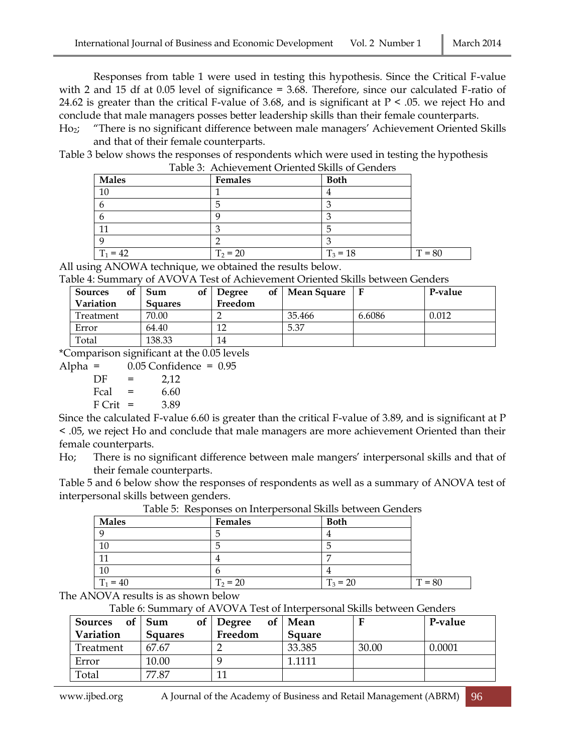Responses from table 1 were used in testing this hypothesis. Since the Critical F-value with 2 and 15 df at 0.05 level of significance = 3.68. Therefore, since our calculated F-ratio of 24.62 is greater than the critical F-value of 3.68, and is significant at $P < .05$. we reject Ho and conclude that male managers posses better leadership skills than their female counterparts.

$Ho_2$; "There is no significant difference between male managers' Achievement Oriented Skills and that of their female counterparts.

Table 3 below shows the responses of respondents which were used in testing the hypothesis

Table 3: Achievement Oriented Skills of Genders

| Males | Females | Both | |
|---|---|---|---|
| 10 | 1 | 4 | |
| 6 | 5 | 3 | |
| 6 | 9 | 3 | |
| 11 | 3 | 5 | |
| 9 | 2 | 3 | |
| $T_1 = 42$ | $T_2 = 20$ | $T_3 = 18$ | T = 80 |

All using ANOWA technique, we obtained the results below.

Table 4: Summary of AVOVA Test of Achievement Oriented Skills between Genders

| Sources of Variation | Sum of Squares | Degree of Freedom | Mean Square | F | P-value |
|---|---|---|---|---|---|
| Treatment | 70.00 | 2 | 35.466 | 6.6086 | 0.012 |
| Error | 64.40 | 12 | 5.37 | | |
| Total | 138.33 | 14 | | | |

*Comparison significant at the 0.05 levels

Alpha = 0.05 Confidence = 0.95

DF = 2,12

Fcal = 6.60

F Crit = 3.89

Since the calculated F-value 6.60 is greater than the critical F-value of 3.89, and is significant at $P < .05$, we reject Ho and conclude that male managers are more achievement Oriented than their female counterparts.

Ho; There is no significant difference between male mangers' interpersonal skills and that of their female counterparts.

Table 5 and 6 below show the responses of respondents as well as a summary of ANOVA test of interpersonal skills between genders.

Table 5: Responses on Interpersonal Skills between Genders

| Males | Females | Both | |
|---|---|---|---|
| 9 | 5 | 4 | |
| 10 | 5 | 5 | |
| 11 | 4 | 7 | |
| 10 | 6 | 4 | |
| $T_1 = 40$ | $T_2 = 20$ | $T_3 = 20$ | T = 80 |

The ANOVA results is as shown below

Table 6: Summary of AVOVA Test of Interpersonal Skills between Genders

| Sources of Variation | Sum of Squares | Degree of Freedom | Mean Square | F | P-value |
|---|---|---|---|---|---|
| Treatment | 67.67 | 2 | 33.385 | 30.00 | 0.0001 |
| Error | 10.00 | 9 | 1.1111 | | |
| Total | 77.87 | 11 | | | |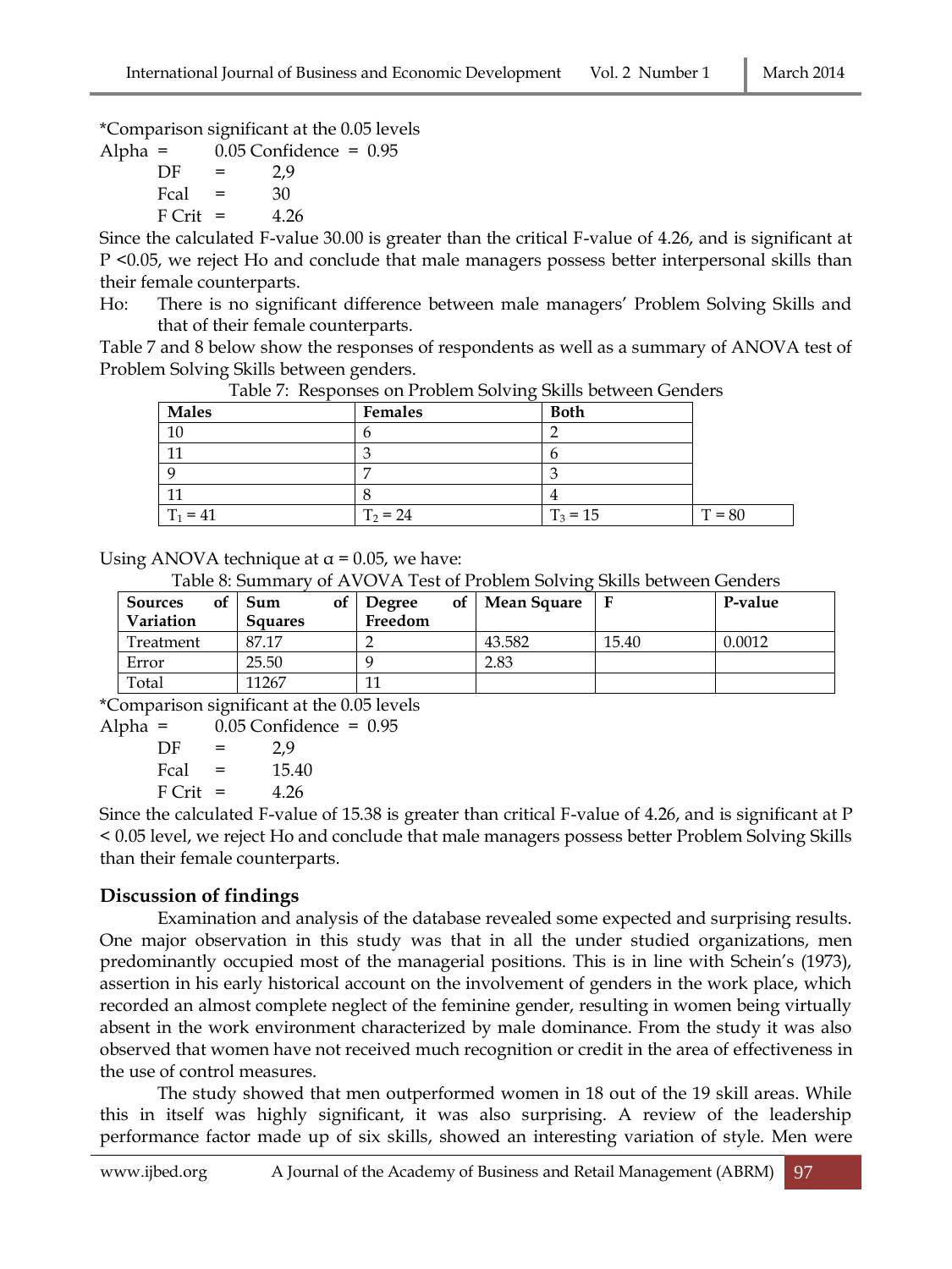*Comparison significant at the 0.05 levels

Alpha = 0.05 Confidence = 0.95

DF = 2,9

Fcal = 30

F Crit = 4.26

Since the calculated F-value 30.00 is greater than the critical F-value of 4.26, and is significant at P <0.05, we reject Ho and conclude that male managers possess better interpersonal skills than their female counterparts.

Ho: There is no significant difference between male managers' Problem Solving Skills and that of their female counterparts.

Table 7 and 8 below show the responses of respondents as well as a summary of ANOVA test of Problem Solving Skills between genders.

Table 7: Responses on Problem Solving Skills between Genders

| Males | Females | Both | |
|---|---|---|---|
| 10 | 6 | 2 | |
| 11 | 3 | 6 | |
| 9 | 7 | 3 | |
| 11 | 8 | 4 | |
| $T_1 = 41$ | $T_2 = 24$ | $T_3 = 15$ | T = 80 |

Using ANOVA technique at $\alpha = 0.05$, we have:

Table 8: Summary of AVOVA Test of Problem Solving Skills between Genders

| Sources of Variation | Sum of Squares | Degree of Freedom | Mean Square | F | P-value |
|---|---|---|---|---|---|
| Treatment | 87.17 | 2 | 43.582 | 15.40 | 0.0012 |
| Error | 25.50 | 9 | 2.83 | | |
| Total | 11267 | 11 | | | |

*Comparison significant at the 0.05 levels

Alpha = 0.05 Confidence = 0.95

DF = 2,9

Fcal = 15.40

F Crit = 4.26

Since the calculated F-value of 15.38 is greater than critical F-value of 4.26, and is significant at P < 0.05 level, we reject Ho and conclude that male managers possess better Problem Solving Skills than their female counterparts.

## Discussion of findings

Examination and analysis of the database revealed some expected and surprising results. One major observation in this study was that in all the under studied organizations, men predominantly occupied most of the managerial positions. This is in line with Schein's (1973), assertion in his early historical account on the involvement of genders in the work place, which recorded an almost complete neglect of the feminine gender, resulting in women being virtually absent in the work environment characterized by male dominance. From the study it was also observed that women have not received much recognition or credit in the area of effectiveness in the use of control measures.

The study showed that men outperformed women in 18 out of the 19 skill areas. While this in itself was highly significant, it was also surprising. A review of the leadership performance factor made up of six skills, showed an interesting variation of style. Men were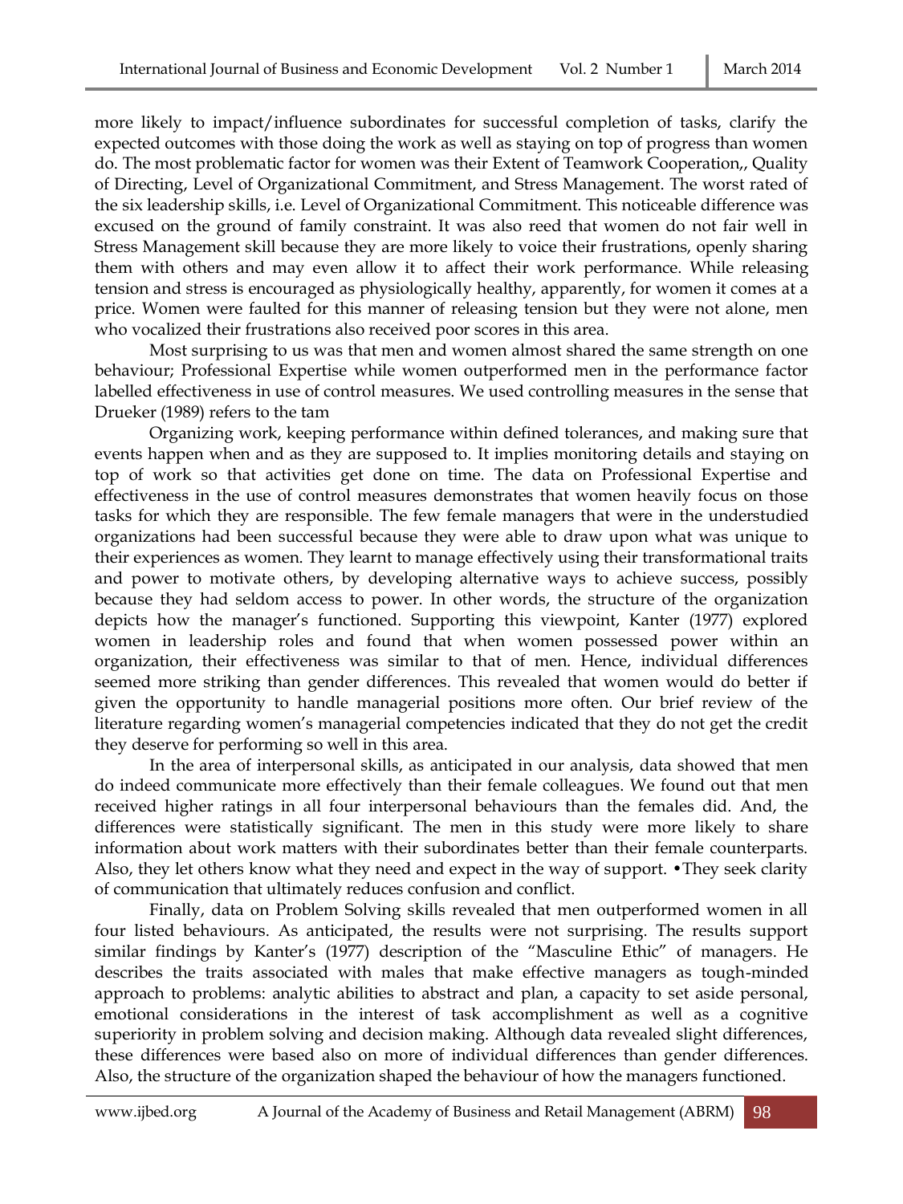more likely to impact/influence subordinates for successful completion of tasks, clarify the expected outcomes with those doing the work as well as staying on top of progress than women do. The most problematic factor for women was their Extent of Teamwork Cooperation,, Quality of Directing, Level of Organizational Commitment, and Stress Management. The worst rated of the six leadership skills, i.e. Level of Organizational Commitment. This noticeable difference was excused on the ground of family constraint. It was also reed that women do not fair well in Stress Management skill because they are more likely to voice their frustrations, openly sharing them with others and may even allow it to affect their work performance. While releasing tension and stress is encouraged as physiologically healthy, apparently, for women it comes at a price. Women were faulted for this manner of releasing tension but they were not alone, men who vocalized their frustrations also received poor scores in this area.

Most surprising to us was that men and women almost shared the same strength on one behaviour; Professional Expertise while women outperformed men in the performance factor labelled effectiveness in use of control measures. We used controlling measures in the sense that Drueker (1989) refers to the tam

Organizing work, keeping performance within defined tolerances, and making sure that events happen when and as they are supposed to. It implies monitoring details and staying on top of work so that activities get done on time. The data on Professional Expertise and effectiveness in the use of control measures demonstrates that women heavily focus on those tasks for which they are responsible. The few female managers that were in the understudied organizations had been successful because they were able to draw upon what was unique to their experiences as women. They learnt to manage effectively using their transformational traits and power to motivate others, by developing alternative ways to achieve success, possibly because they had seldom access to power. In other words, the structure of the organization depicts how the manager's functioned. Supporting this viewpoint, Kanter (1977) explored women in leadership roles and found that when women possessed power within an organization, their effectiveness was similar to that of men. Hence, individual differences seemed more striking than gender differences. This revealed that women would do better if given the opportunity to handle managerial positions more often. Our brief review of the literature regarding women's managerial competencies indicated that they do not get the credit they deserve for performing so well in this area.

In the area of interpersonal skills, as anticipated in our analysis, data showed that men do indeed communicate more effectively than their female colleagues. We found out that men received higher ratings in all four interpersonal behaviours than the females did. And, the differences were statistically significant. The men in this study were more likely to share information about work matters with their subordinates better than their female counterparts. Also, they let others know what they need and expect in the way of support. •They seek clarity of communication that ultimately reduces confusion and conflict.

Finally, data on Problem Solving skills revealed that men outperformed women in all four listed behaviours. As anticipated, the results were not surprising. The results support similar findings by Kanter's (1977) description of the "Masculine Ethic" of managers. He describes the traits associated with males that make effective managers as tough-minded approach to problems: analytic abilities to abstract and plan, a capacity to set aside personal, emotional considerations in the interest of task accomplishment as well as a cognitive superiority in problem solving and decision making. Although data revealed slight differences, these differences were based also on more of individual differences than gender differences. Also, the structure of the organization shaped the behaviour of how the managers functioned.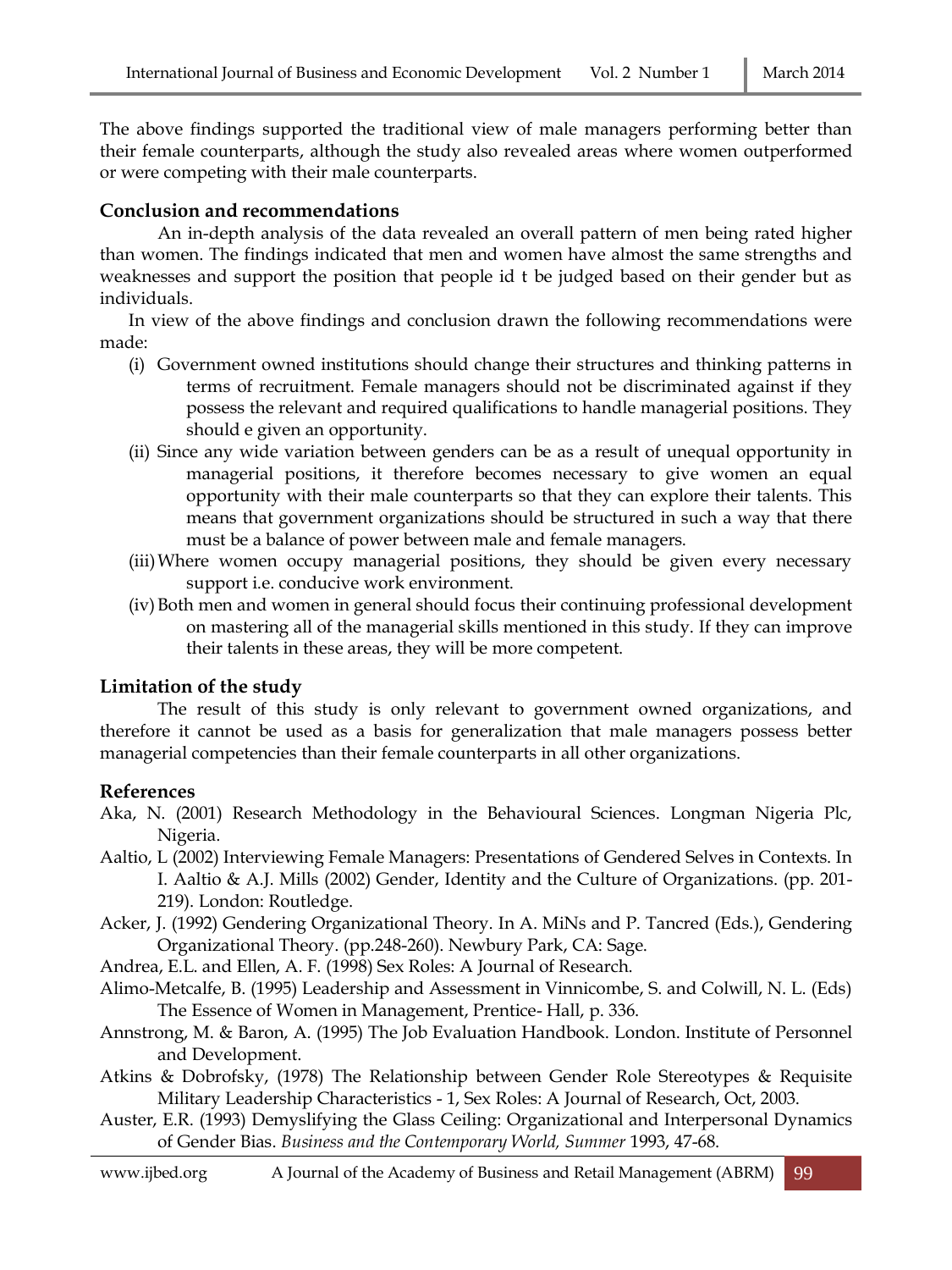The above findings supported the traditional view of male managers performing better than their female counterparts, although the study also revealed areas where women outperformed or were competing with their male counterparts.

## Conclusion and recommendations

An in-depth analysis of the data revealed an overall pattern of men being rated higher than women. The findings indicated that men and women have almost the same strengths and weaknesses and support the position that people id t be judged based on their gender but as individuals.

In view of the above findings and conclusion drawn the following recommendations were made:

(i) Government owned institutions should change their structures and thinking patterns in terms of recruitment. Female managers should not be discriminated against if they possess the relevant and required qualifications to handle managerial positions. They should e given an opportunity.

(ii) Since any wide variation between genders can be as a result of unequal opportunity in managerial positions, it therefore becomes necessary to give women an equal opportunity with their male counterparts so that they can explore their talents. This means that government organizations should be structured in such a way that there must be a balance of power between male and female managers.

(iii) Where women occupy managerial positions, they should be given every necessary support i.e. conducive work environment.

(iv) Both men and women in general should focus their continuing professional development on mastering all of the managerial skills mentioned in this study. If they can improve their talents in these areas, they will be more competent.

## Limitation of the study

The result of this study is only relevant to government owned organizations, and therefore it cannot be used as a basis for generalization that male managers possess better managerial competencies than their female counterparts in all other organizations.

## References

Aka, N. (2001) Research Methodology in the Behavioural Sciences. Longman Nigeria Plc, Nigeria.

Aaltio, L (2002) Interviewing Female Managers: Presentations of Gendered Selves in Contexts. In I. Aaltio & A.J. Mills (2002) Gender, Identity and the Culture of Organizations. (pp. 201-219). London: Routledge.

Acker, J. (1992) Gendering Organizational Theory. In A. MiNs and P. Tancred (Eds.), Gendering Organizational Theory. (pp.248-260). Newbury Park, CA: Sage.

Andrea, E.L. and Ellen, A. F. (1998) Sex Roles: A Journal of Research.

Alimo-Metcalfe, B. (1995) Leadership and Assessment in Vinnicombe, S. and Colwill, N. L. (Eds) The Essence of Women in Management, Prentice- Hall, p. 336.

Annstrong, M. & Baron, A. (1995) The Job Evaluation Handbook. London. Institute of Personnel and Development.

Atkins & Dobrofsky, (1978) The Relationship between Gender Role Stereotypes & Requisite Military Leadership Characteristics - 1, Sex Roles: A Journal of Research, Oct, 2003.

Auster, E.R. (1993) Demyslifying the Glass Ceiling: Organizational and Interpersonal Dynamics of Gender Bias. *Business and the Contemporary World, Summer* 1993, 47-68.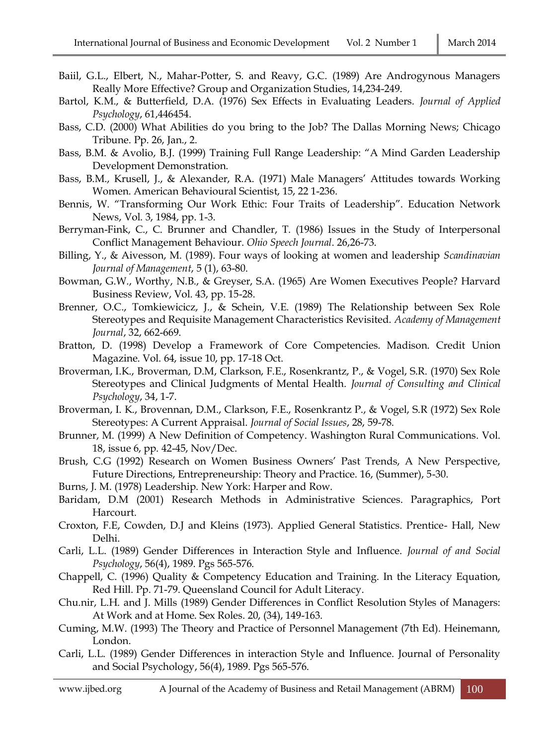Baiil, G.L., Elbert, N., Mahar-Potter, S. and Reavy, G.C. (1989) Are Androgynous Managers Really More Effective? Group and Organization Studies, 14,234-249.

Bartol, K.M., & Butterfield, D.A. (1976) Sex Effects in Evaluating Leaders. *Journal of Applied Psychology*, 61,446454.

Bass, C.D. (2000) What Abilities do you bring to the Job? The Dallas Morning News; Chicago Tribune. Pp. 26, Jan., 2.

Bass, B.M. & Avolio, B.J. (1999) Training Full Range Leadership: "A Mind Garden Leadership Development Demonstration.

Bass, B.M., Krusell, J., & Alexander, R.A. (1971) Male Managers' Attitudes towards Working Women. American Behavioural Scientist, 15, 22 1-236.

Bennis, W. "Transforming Our Work Ethic: Four Traits of Leadership". Education Network News, Vol. 3, 1984, pp. 1-3.

Berryman-Fink, C., C. Brunner and Chandler, T. (1986) Issues in the Study of Interpersonal Conflict Management Behaviour. *Ohio Speech Journal*. 26,26-73.

Billing, Y., & Aivesson, M. (1989). Four ways of looking at women and leadership *Scandinavian Journal of Management*, 5 (1), 63-80.

Bowman, G.W., Worthy, N.B., & Greyser, S.A. (1965) Are Women Executives People? Harvard Business Review, Vol. 43, pp. 15-28.

Brenner, O.C., Tomkiewicicz, J., & Schein, V.E. (1989) The Relationship between Sex Role Stereotypes and Requisite Management Characteristics Revisited. *Academy of Management Journal*, 32, 662-669.

Bratton, D. (1998) Develop a Framework of Core Competencies. Madison. Credit Union Magazine. Vol. 64, issue 10, pp. 17-18 Oct.

Broverman, I.K., Broverman, D.M, Clarkson, F.E., Rosenkrantz, P., & Vogel, S.R. (1970) Sex Role Stereotypes and Clinical Judgments of Mental Health. *Journal of Consulting and Clinical Psychology*, 34, 1-7.

Broverman, I. K., Brovennan, D.M., Clarkson, F.E., Rosenkrantz P., & Vogel, S.R (1972) Sex Role Stereotypes: A Current Appraisal. *Journal of Social Issues*, 28, 59-78.

Brunner, M. (1999) A New Definition of Competency. Washington Rural Communications. Vol. 18, issue 6, pp. 42-45, Nov/Dec.

Brush, C.G (1992) Research on Women Business Owners' Past Trends, A New Perspective, Future Directions, Entrepreneurship: Theory and Practice. 16, (Summer), 5-30.

Burns, J. M. (1978) Leadership. New York: Harper and Row.

Baridam, D.M (2001) Research Methods in Administrative Sciences. Paragraphics, Port Harcourt.

Croxton, F.E, Cowden, D.J and Kleins (1973). Applied General Statistics. Prentice- Hall, New Delhi.

Carli, L.L. (1989) Gender Differences in Interaction Style and Influence. *Journal of and Social Psychology*, 56(4), 1989. Pgs 565-576.

Chappell, C. (1996) Quality & Competency Education and Training. In the Literacy Equation, Red Hill. Pp. 71-79. Queensland Council for Adult Literacy.

Chu.nir, L.H. and J. Mills (1989) Gender Differences in Conflict Resolution Styles of Managers: At Work and at Home. Sex Roles. 20, (34), 149-163.

Cuming, M.W. (1993) The Theory and Practice of Personnel Management (7th Ed). Heinemann, London.

Carli, L.L. (1989) Gender Differences in interaction Style and Influence. Journal of Personality and Social Psychology, 56(4), 1989. Pgs 565-576.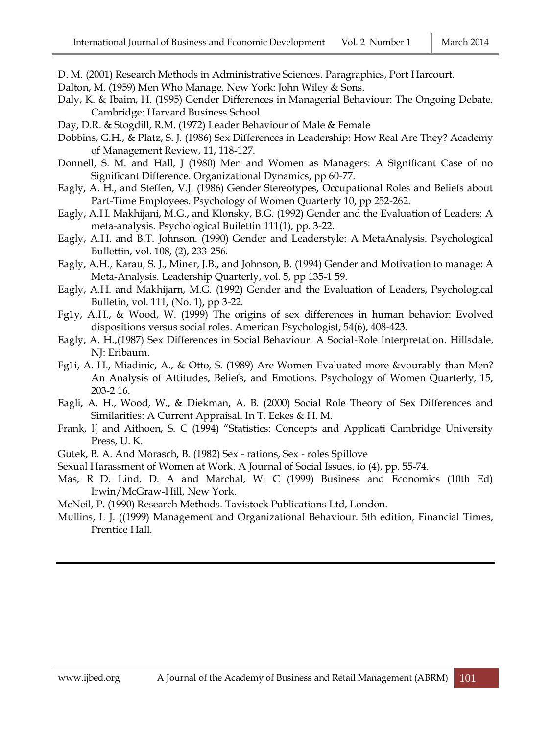D. M. (2001) Research Methods in Administrative Sciences. Paragraphics, Port Harcourt.

Dalton, M. (1959) Men Who Manage. New York: John Wiley & Sons.

Daly, K. & Ibaim, H. (1995) Gender Differences in Managerial Behaviour: The Ongoing Debate. Cambridge: Harvard Business School.

Day, D.R. & Stogdill, R.M. (1972) Leader Behaviour of Male & Female

Dobbins, G.H., & Platz, S. J. (1986) Sex Differences in Leadership: How Real Are They? Academy of Management Review, 11, 118-127.

Donnell, S. M. and Hall, J (1980) Men and Women as Managers: A Significant Case of no Significant Difference. Organizational Dynamics, pp 60-77.

Eagly, A. H., and Steffen, V.J. (1986) Gender Stereotypes, Occupational Roles and Beliefs about Part-Time Employees. Psychology of Women Quarterly 10, pp 252-262.

Eagly, A.H. Makhijani, M.G., and Klonsky, B.G. (1992) Gender and the Evaluation of Leaders: A meta-analysis. Psychological Builettin 111(1), pp. 3-22.

Eagly, A.H. and B.T. Johnson. (1990) Gender and Leaderstyle: A MetaAnalysis. Psychological Bullettin, vol. 108, (2), 233-256.

Eagly, A.H., Karau, S. J., Miner, J.B., and Johnson, B. (1994) Gender and Motivation to manage: A Meta-Analysis. Leadership Quarterly, vol. 5, pp 135-1 59.

Eagly, A.H. and Makhijarn, M.G. (1992) Gender and the Evaluation of Leaders, Psychological Bulletin, vol. 111, (No. 1), pp 3-22.

Fg1y, A.H., & Wood, W. (1999) The origins of sex differences in human behavior: Evolved dispositions versus social roles. American Psychologist, 54(6), 408-423.

Eagly, A. H.,(1987) Sex Differences in Social Behaviour: A Social-Role Interpretation. Hillsdale, NJ: Eribaum.

Fg1i, A. H., Miadinic, A., & Otto, S. (1989) Are Women Evaluated more &vourably than Men? An Analysis of Attitudes, Beliefs, and Emotions. Psychology of Women Quarterly, 15, 203-2 16.

Eagli, A. H., Wood, W., & Diekman, A. B. (2000) Social Role Theory of Sex Differences and Similarities: A Current Appraisal. In T. Eckes & H. M.

Frank, l{ and Aithoen, S. C (1994) "Statistics: Concepts and Applicati Cambridge University Press, U. K.

Gutek, B. A. And Morasch, B. (1982) Sex - rations, Sex - roles Spillove

Sexual Harassment of Women at Work. A Journal of Social Issues. io (4), pp. 55-74.

Mas, R D, Lind, D. A and Marchal, W. C (1999) Business and Economics (10th Ed) Irwin/McGraw-Hill, New York.

McNeil, P. (1990) Research Methods. Tavistock Publications Ltd, London.

Mullins, L J. ((1999) Management and Organizational Behaviour. 5th edition, Financial Times, Prentice Hall.